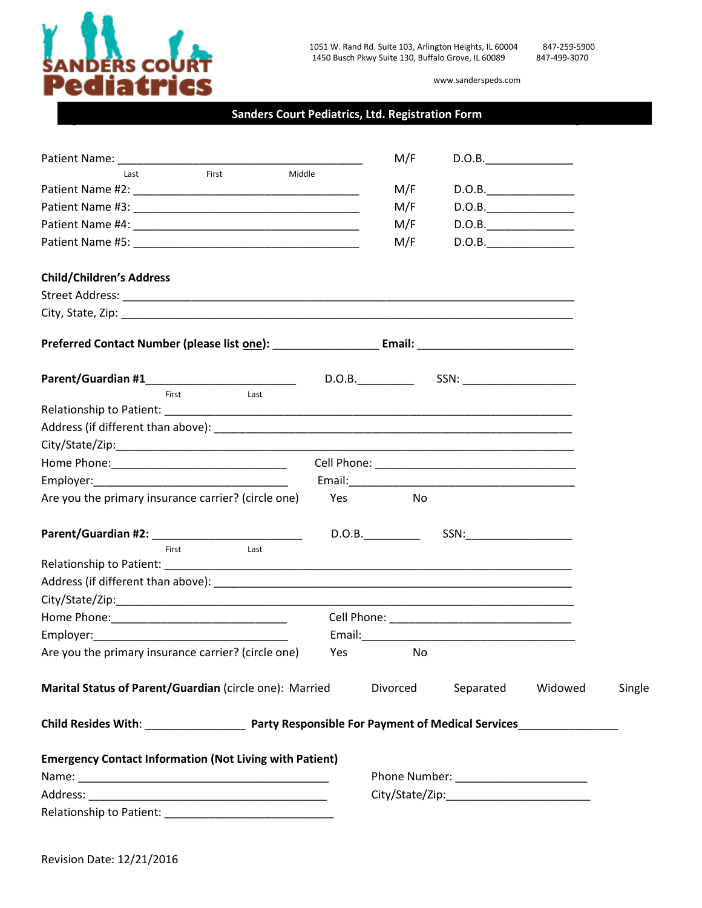SANDERS COURT Pediatrics

1051 W. Rand Rd. Suite 103, Arlington Heights, IL 60004 847-259-5900
1450 Busch Pkwy Suite 130, Buffalo Grove, IL 60089 847-499-3070

www.sanderspeds.com

# Sanders Court Pediatrics, Ltd. Registration Form

Patient Name: ________________________________________ M/F D.O.B.______________
Last First Middle

Patient Name #2: ____________________________________ M/F D.O.B.______________

Patient Name #3: ____________________________________ M/F D.O.B.______________

Patient Name #4: ____________________________________ M/F D.O.B.______________

Patient Name #5: ____________________________________ M/F D.O.B.______________

**Child/Children's Address**

Street Address: ___________________________________________________________________________

City, State, Zip: ___________________________________________________________________________

**Preferred Contact Number (please list one):** ________________ **Email:** _________________________

**Parent/Guardian #1**________________________ D.O.B._________ SSN: ___________________
First Last

Relationship to Patient: ________________________________________________________________

Address (if different than above): _______________________________________________________

City/State/Zip:_______________________________________________________________________

Home Phone:_____________________________ Cell Phone: _________________________________

Employer:________________________________ Email:______________________________________

Are you the primary insurance carrier? (circle one) Yes No

**Parent/Guardian #2:** ________________________ D.O.B._________ SSN:_________________
First Last

Relationship to Patient: ________________________________________________________________

Address (if different than above): _______________________________________________________

City/State/Zip:_______________________________________________________________________

Home Phone:_____________________________ Cell Phone: ______________________________

Employer:________________________________ Email:___________________________________

Are you the primary insurance carrier? (circle one) Yes No

**Marital Status of Parent/Guardian** (circle one): Married Divorced Separated Widowed Single

**Child Resides With**: ________________ **Party Responsible For Payment of Medical Services**________________

**Emergency Contact Information (Not Living with Patient)**

Name: _________________________________________ Phone Number: ______________________

Address: ______________________________________ City/State/Zip:_______________________

Relationship to Patient: ___________________________

Revision Date: 12/21/2016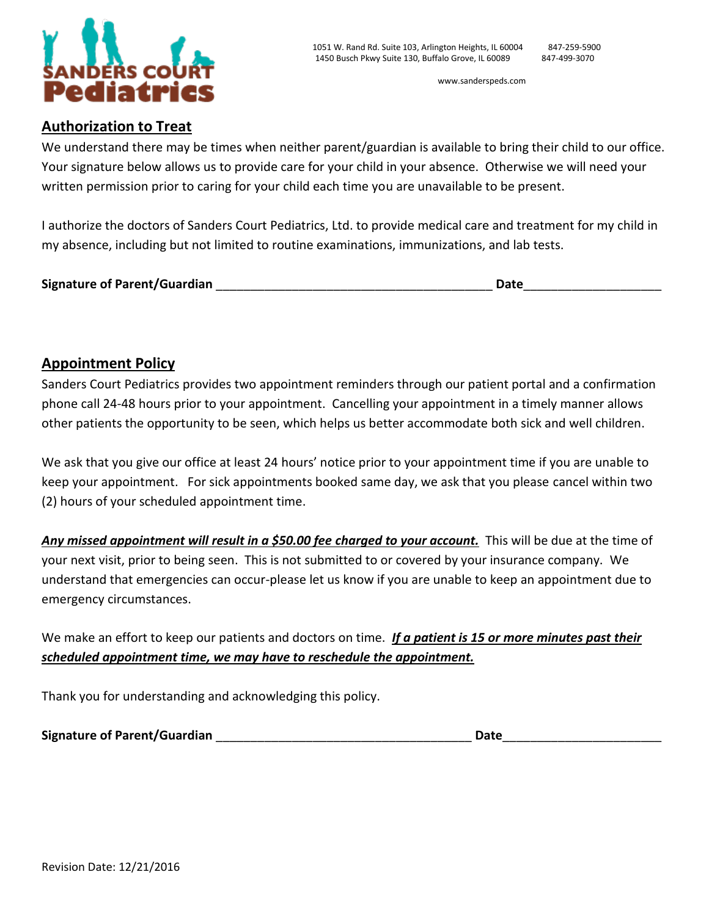SANDERS COURT Pediatrics

1051 W. Rand Rd. Suite 103, Arlington Heights, IL 60004 847-259-5900
1450 Busch Pkwy Suite 130, Buffalo Grove, IL 60089 847-499-3070

www.sanderspeds.com

## Authorization to Treat

We understand there may be times when neither parent/guardian is available to bring their child to our office. Your signature below allows us to provide care for your child in your absence. Otherwise we will need your written permission prior to caring for your child each time you are unavailable to be present.

I authorize the doctors of Sanders Court Pediatrics, Ltd. to provide medical care and treatment for my child in my absence, including but not limited to routine examinations, immunizations, and lab tests.

**Signature of Parent/Guardian** ________________________________________ **Date**___________________

## Appointment Policy

Sanders Court Pediatrics provides two appointment reminders through our patient portal and a confirmation phone call 24-48 hours prior to your appointment. Cancelling your appointment in a timely manner allows other patients the opportunity to be seen, which helps us better accommodate both sick and well children.

We ask that you give our office at least 24 hours' notice prior to your appointment time if you are unable to keep your appointment. For sick appointments booked same day, we ask that you please cancel within two (2) hours of your scheduled appointment time.

***Any missed appointment will result in a $50.00 fee charged to your account.*** This will be due at the time of your next visit, prior to being seen. This is not submitted to or covered by your insurance company. We understand that emergencies can occur-please let us know if you are unable to keep an appointment due to emergency circumstances.

We make an effort to keep our patients and doctors on time. ***If a patient is 15 or more minutes past their scheduled appointment time, we may have to reschedule the appointment.***

Thank you for understanding and acknowledging this policy.

**Signature of Parent/Guardian** _____________________________________ **Date**______________________

Revision Date: 12/21/2016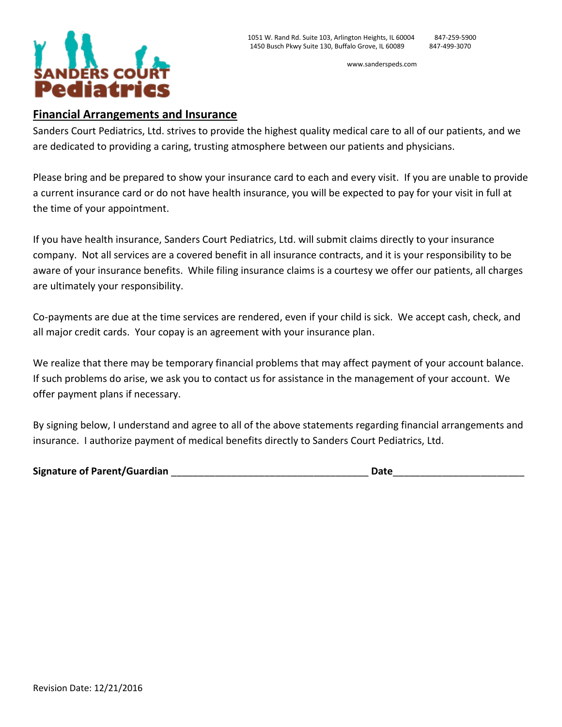SANDERS COURT Pediatrics

1051 W. Rand Rd. Suite 103, Arlington Heights, IL 60004 847-259-5900
1450 Busch Pkwy Suite 130, Buffalo Grove, IL 60089 847-499-3070

www.sanderspeds.com

## Financial Arrangements and Insurance

Sanders Court Pediatrics, Ltd. strives to provide the highest quality medical care to all of our patients, and we are dedicated to providing a caring, trusting atmosphere between our patients and physicians.

Please bring and be prepared to show your insurance card to each and every visit. If you are unable to provide a current insurance card or do not have health insurance, you will be expected to pay for your visit in full at the time of your appointment.

If you have health insurance, Sanders Court Pediatrics, Ltd. will submit claims directly to your insurance company. Not all services are a covered benefit in all insurance contracts, and it is your responsibility to be aware of your insurance benefits. While filing insurance claims is a courtesy we offer our patients, all charges are ultimately your responsibility.

Co-payments are due at the time services are rendered, even if your child is sick. We accept cash, check, and all major credit cards. Your copay is an agreement with your insurance plan.

We realize that there may be temporary financial problems that may affect payment of your account balance. If such problems do arise, we ask you to contact us for assistance in the management of your account. We offer payment plans if necessary.

By signing below, I understand and agree to all of the above statements regarding financial arrangements and insurance. I authorize payment of medical benefits directly to Sanders Court Pediatrics, Ltd.

**Signature of Parent/Guardian** ____________________________________ **Date**________________________

Revision Date: 12/21/2016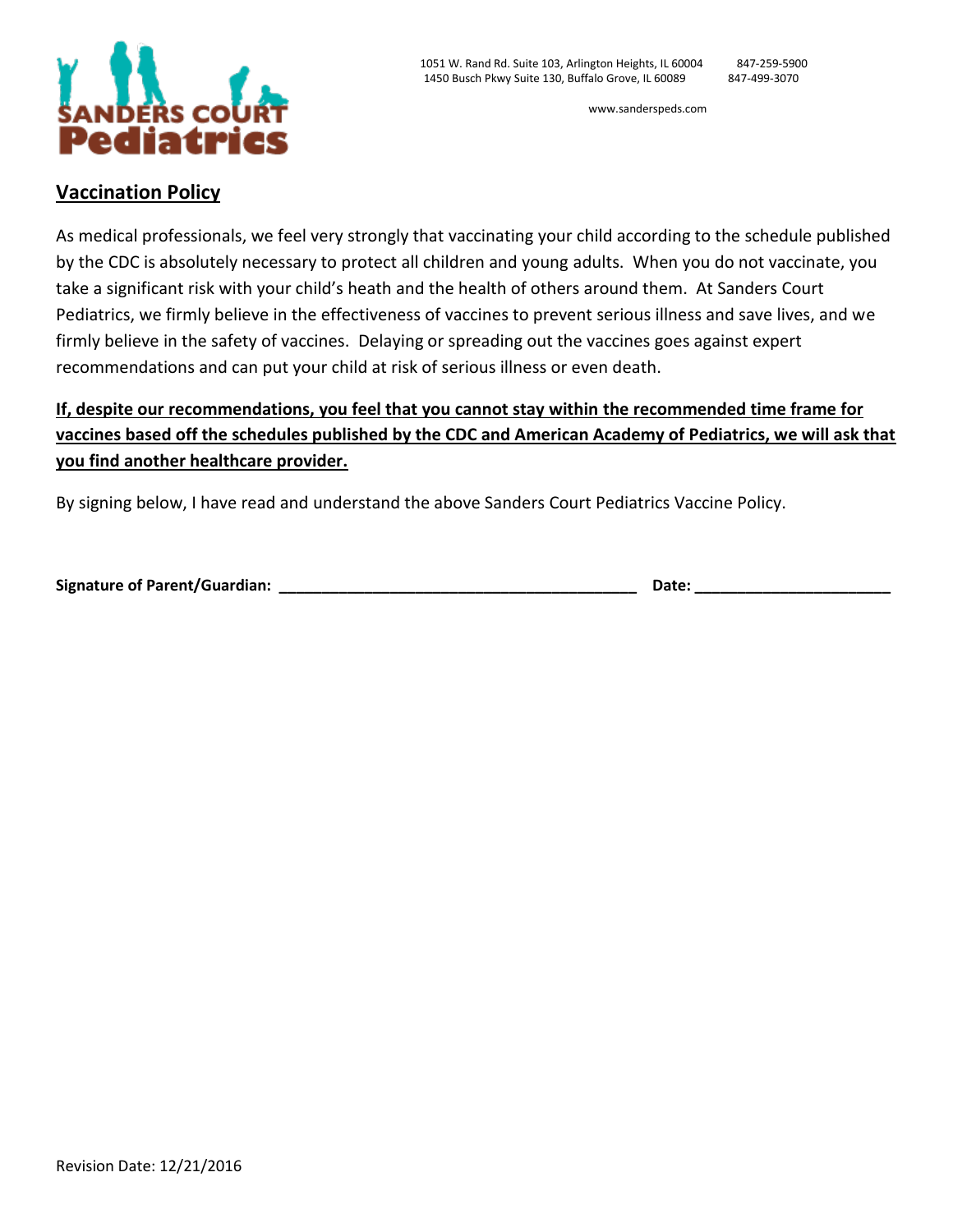SANDERS COURT Pediatrics

1051 W. Rand Rd. Suite 103, Arlington Heights, IL 60004 847-259-5900
1450 Busch Pkwy Suite 130, Buffalo Grove, IL 60089 847-499-3070

www.sanderspeds.com

## Vaccination Policy

As medical professionals, we feel very strongly that vaccinating your child according to the schedule published by the CDC is absolutely necessary to protect all children and young adults. When you do not vaccinate, you take a significant risk with your child's heath and the health of others around them. At Sanders Court Pediatrics, we firmly believe in the effectiveness of vaccines to prevent serious illness and save lives, and we firmly believe in the safety of vaccines. Delaying or spreading out the vaccines goes against expert recommendations and can put your child at risk of serious illness or even death.

**If, despite our recommendations, you feel that you cannot stay within the recommended time frame for vaccines based off the schedules published by the CDC and American Academy of Pediatrics, we will ask that you find another healthcare provider.**

By signing below, I have read and understand the above Sanders Court Pediatrics Vaccine Policy.

**Signature of Parent/Guardian:** __________________________________________ **Date:** ______________________

Revision Date: 12/21/2016